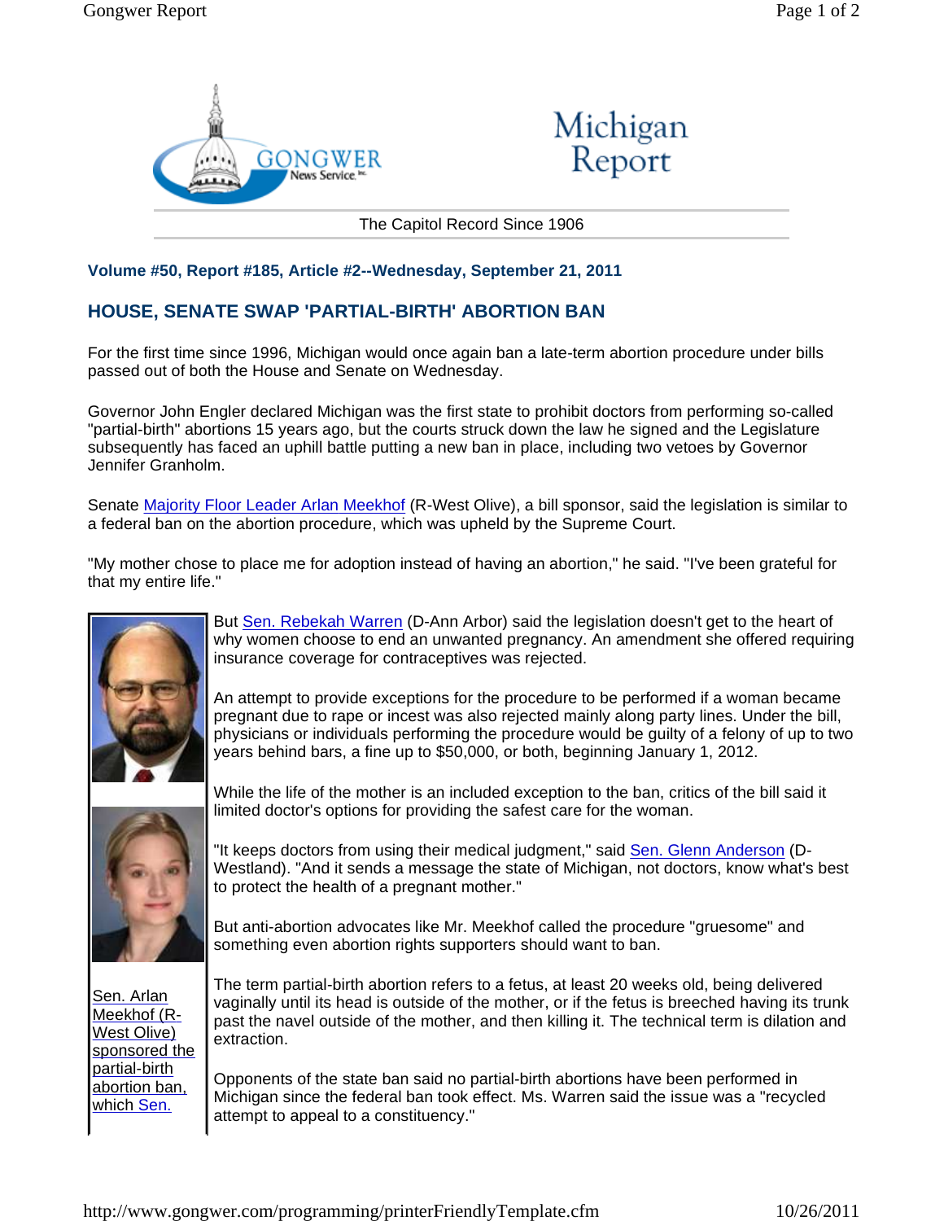Gongwer News Service

Michigan Report

The Capitol Record Since 1906

**Volume #50, Report #185, Article #2--Wednesday, September 21, 2011**

## HOUSE, SENATE SWAP 'PARTIAL-BIRTH' ABORTION BAN

For the first time since 1996, Michigan would once again ban a late-term abortion procedure under bills passed out of both the House and Senate on Wednesday.

Governor John Engler declared Michigan was the first state to prohibit doctors from performing so-called "partial-birth" abortions 15 years ago, but the courts struck down the law he signed and the Legislature subsequently has faced an uphill battle putting a new ban in place, including two vetoes by Governor Jennifer Granholm.

Senate Majority Floor Leader Arlan Meekhof (R-West Olive), a bill sponsor, said the legislation is similar to a federal ban on the abortion procedure, which was upheld by the Supreme Court.

"My mother chose to place me for adoption instead of having an abortion," he said. "I've been grateful for that my entire life."

But Sen. Rebekah Warren (D-Ann Arbor) said the legislation doesn't get to the heart of why women choose to end an unwanted pregnancy. An amendment she offered requiring insurance coverage for contraceptives was rejected.

An attempt to provide exceptions for the procedure to be performed if a woman became pregnant due to rape or incest was also rejected mainly along party lines. Under the bill, physicians or individuals performing the procedure would be guilty of a felony of up to two years behind bars, a fine up to $50,000, or both, beginning January 1, 2012.

While the life of the mother is an included exception to the ban, critics of the bill said it limited doctor's options for providing the safest care for the woman.

"It keeps doctors from using their medical judgment," said Sen. Glenn Anderson (D-Westland). "And it sends a message the state of Michigan, not doctors, know what's best to protect the health of a pregnant mother."

But anti-abortion advocates like Mr. Meekhof called the procedure "gruesome" and something even abortion rights supporters should want to ban.

The term partial-birth abortion refers to a fetus, at least 20 weeks old, being delivered vaginally until its head is outside of the mother, or if the fetus is breeched having its trunk past the navel outside of the mother, and then killing it. The technical term is dilation and extraction.

Opponents of the state ban said no partial-birth abortions have been performed in Michigan since the federal ban took effect. Ms. Warren said the issue was a "recycled attempt to appeal to a constituency."

Sen. Arlan Meekhof (R-West Olive) sponsored the partial-birth abortion ban, which Sen.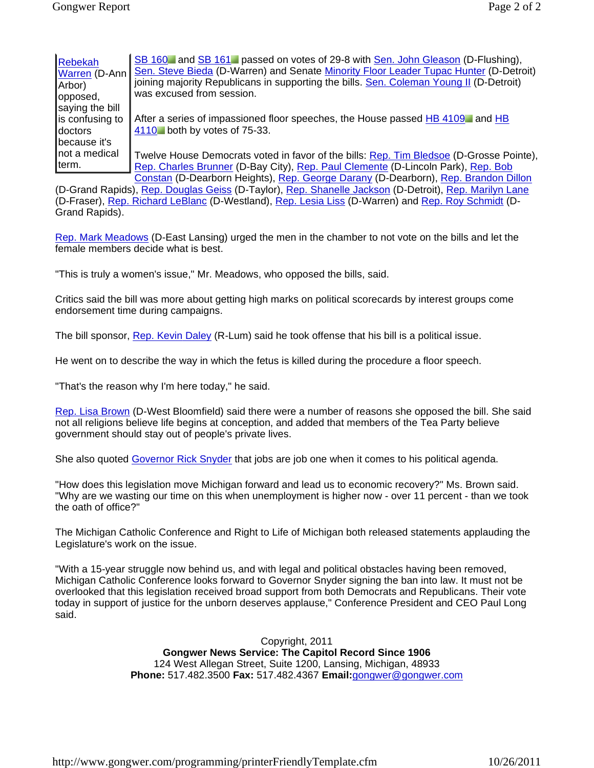Rebekah Warren (D-Ann Arbor) opposed, saying the bill is confusing to doctors because it's not a medical term.

SB 160 and SB 161 passed on votes of 29-8 with Sen. John Gleason (D-Flushing), Sen. Steve Bieda (D-Warren) and Senate Minority Floor Leader Tupac Hunter (D-Detroit) joining majority Republicans in supporting the bills. Sen. Coleman Young II (D-Detroit) was excused from session.

After a series of impassioned floor speeches, the House passed HB 4109 and HB 4110 both by votes of 75-33.

Twelve House Democrats voted in favor of the bills: Rep. Tim Bledsoe (D-Grosse Pointe), Rep. Charles Brunner (D-Bay City), Rep. Paul Clemente (D-Lincoln Park), Rep. Bob Constan (D-Dearborn Heights), Rep. George Darany (D-Dearborn), Rep. Brandon Dillon (D-Grand Rapids), Rep. Douglas Geiss (D-Taylor), Rep. Shanelle Jackson (D-Detroit), Rep. Marilyn Lane (D-Fraser), Rep. Richard LeBlanc (D-Westland), Rep. Lesia Liss (D-Warren) and Rep. Roy Schmidt (D-Grand Rapids).

Rep. Mark Meadows (D-East Lansing) urged the men in the chamber to not vote on the bills and let the female members decide what is best.

"This is truly a women's issue," Mr. Meadows, who opposed the bills, said.

Critics said the bill was more about getting high marks on political scorecards by interest groups come endorsement time during campaigns.

The bill sponsor, Rep. Kevin Daley (R-Lum) said he took offense that his bill is a political issue.

He went on to describe the way in which the fetus is killed during the procedure a floor speech.

"That's the reason why I'm here today," he said.

Rep. Lisa Brown (D-West Bloomfield) said there were a number of reasons she opposed the bill. She said not all religions believe life begins at conception, and added that members of the Tea Party believe government should stay out of people's private lives.

She also quoted Governor Rick Snyder that jobs are job one when it comes to his political agenda.

"How does this legislation move Michigan forward and lead us to economic recovery?" Ms. Brown said. "Why are we wasting our time on this when unemployment is higher now - over 11 percent - than we took the oath of office?"

The Michigan Catholic Conference and Right to Life of Michigan both released statements applauding the Legislature's work on the issue.

"With a 15-year struggle now behind us, and with legal and political obstacles having been removed, Michigan Catholic Conference looks forward to Governor Snyder signing the ban into law. It must not be overlooked that this legislation received broad support from both Democrats and Republicans. Their vote today in support of justice for the unborn deserves applause," Conference President and CEO Paul Long said.

Copyright, 2011
**Gongwer News Service: The Capitol Record Since 1906**
124 West Allegan Street, Suite 1200, Lansing, Michigan, 48933
**Phone:** 517.482.3500 **Fax:** 517.482.4367 **Email:**gongwer@gongwer.com